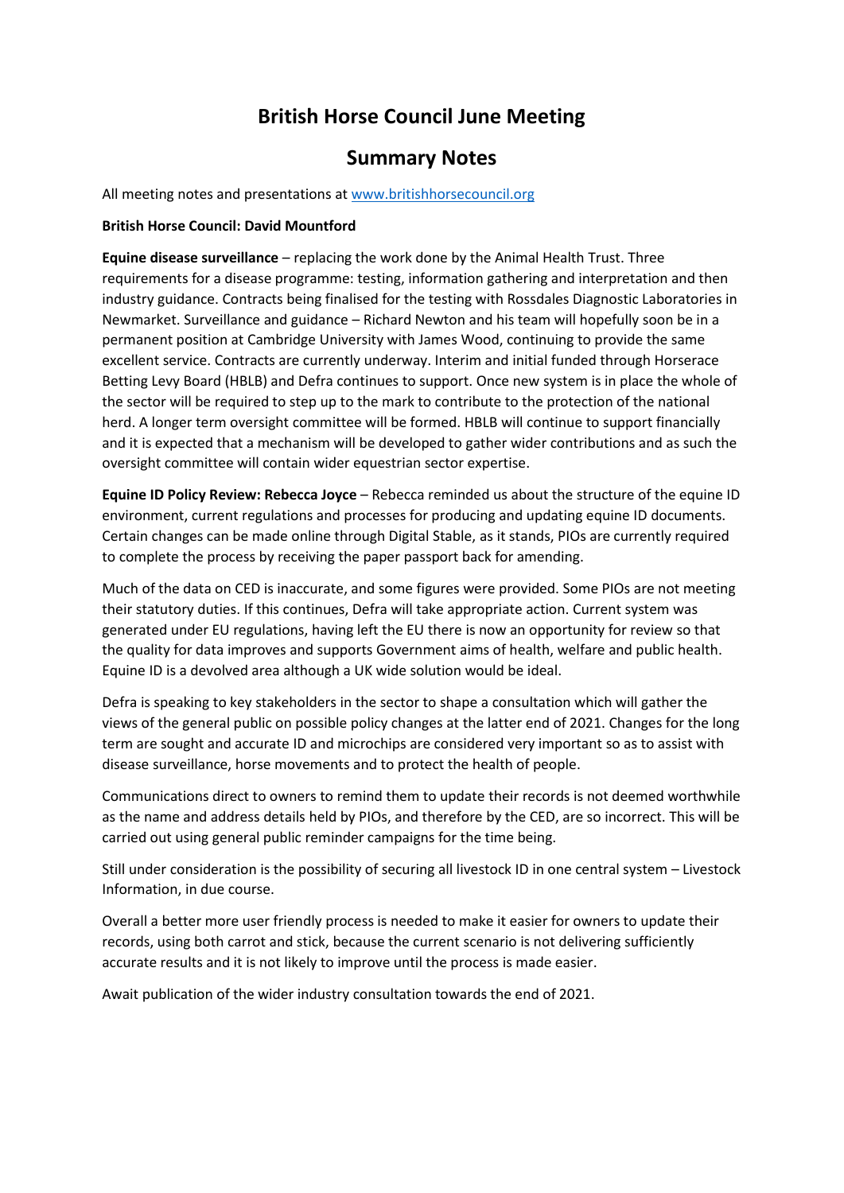# British Horse Council June Meeting

## Summary Notes

All meeting notes and presentations at [www.britishhorsecouncil.org](www.britishhorsecouncil.org)

**British Horse Council: David Mountford**

**Equine disease surveillance** – replacing the work done by the Animal Health Trust. Three requirements for a disease programme: testing, information gathering and interpretation and then industry guidance. Contracts being finalised for the testing with Rossdales Diagnostic Laboratories in Newmarket. Surveillance and guidance – Richard Newton and his team will hopefully soon be in a permanent position at Cambridge University with James Wood, continuing to provide the same excellent service. Contracts are currently underway. Interim and initial funded through Horserace Betting Levy Board (HBLB) and Defra continues to support. Once new system is in place the whole of the sector will be required to step up to the mark to contribute to the protection of the national herd. A longer term oversight committee will be formed. HBLB will continue to support financially and it is expected that a mechanism will be developed to gather wider contributions and as such the oversight committee will contain wider equestrian sector expertise.

**Equine ID Policy Review: Rebecca Joyce** – Rebecca reminded us about the structure of the equine ID environment, current regulations and processes for producing and updating equine ID documents. Certain changes can be made online through Digital Stable, as it stands, PIOs are currently required to complete the process by receiving the paper passport back for amending.

Much of the data on CED is inaccurate, and some figures were provided. Some PIOs are not meeting their statutory duties. If this continues, Defra will take appropriate action. Current system was generated under EU regulations, having left the EU there is now an opportunity for review so that the quality for data improves and supports Government aims of health, welfare and public health. Equine ID is a devolved area although a UK wide solution would be ideal.

Defra is speaking to key stakeholders in the sector to shape a consultation which will gather the views of the general public on possible policy changes at the latter end of 2021. Changes for the long term are sought and accurate ID and microchips are considered very important so as to assist with disease surveillance, horse movements and to protect the health of people.

Communications direct to owners to remind them to update their records is not deemed worthwhile as the name and address details held by PIOs, and therefore by the CED, are so incorrect. This will be carried out using general public reminder campaigns for the time being.

Still under consideration is the possibility of securing all livestock ID in one central system – Livestock Information, in due course.

Overall a better more user friendly process is needed to make it easier for owners to update their records, using both carrot and stick, because the current scenario is not delivering sufficiently accurate results and it is not likely to improve until the process is made easier.

Await publication of the wider industry consultation towards the end of 2021.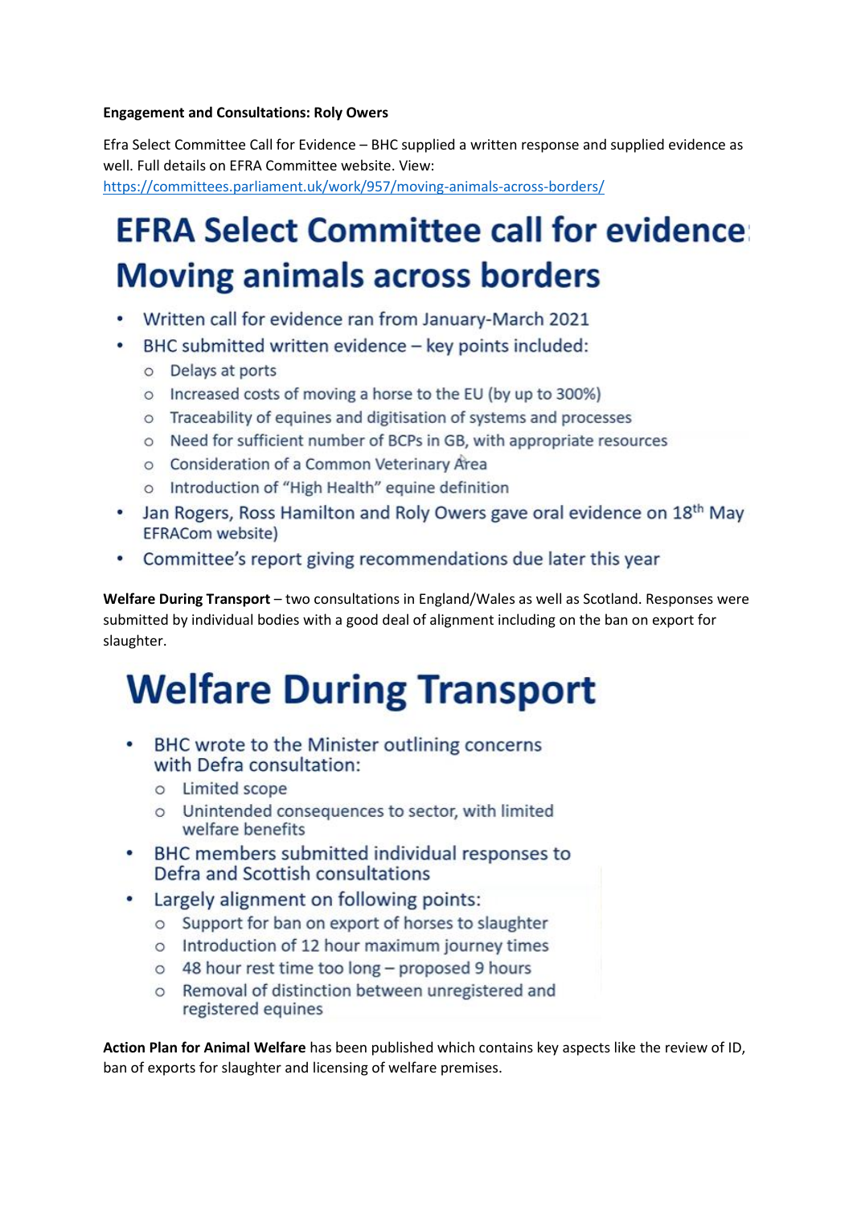**Engagement and Consultations: Roly Owers**

Efra Select Committee Call for Evidence – BHC supplied a written response and supplied evidence as well. Full details on EFRA Committee website. View: https://committees.parliament.uk/work/957/moving-animals-across-borders/

# EFRA Select Committee call for evidence: Moving animals across borders

- Written call for evidence ran from January-March 2021
- BHC submitted written evidence – key points included:
  - Delays at ports
  - Increased costs of moving a horse to the EU (by up to 300%)
  - Traceability of equines and digitisation of systems and processes
  - Need for sufficient number of BCPs in GB, with appropriate resources
  - Consideration of a Common Veterinary Area
  - Introduction of "High Health" equine definition
- Jan Rogers, Ross Hamilton and Roly Owers gave oral evidence on 18th May EFRACom website)
- Committee's report giving recommendations due later this year

**Welfare During Transport** – two consultations in England/Wales as well as Scotland. Responses were submitted by individual bodies with a good deal of alignment including on the ban on export for slaughter.

# Welfare During Transport

- BHC wrote to the Minister outlining concerns with Defra consultation:
  - Limited scope
  - Unintended consequences to sector, with limited welfare benefits
- BHC members submitted individual responses to Defra and Scottish consultations
- Largely alignment on following points:
  - Support for ban on export of horses to slaughter
  - Introduction of 12 hour maximum journey times
  - 48 hour rest time too long – proposed 9 hours
  - Removal of distinction between unregistered and registered equines

**Action Plan for Animal Welfare** has been published which contains key aspects like the review of ID, ban of exports for slaughter and licensing of welfare premises.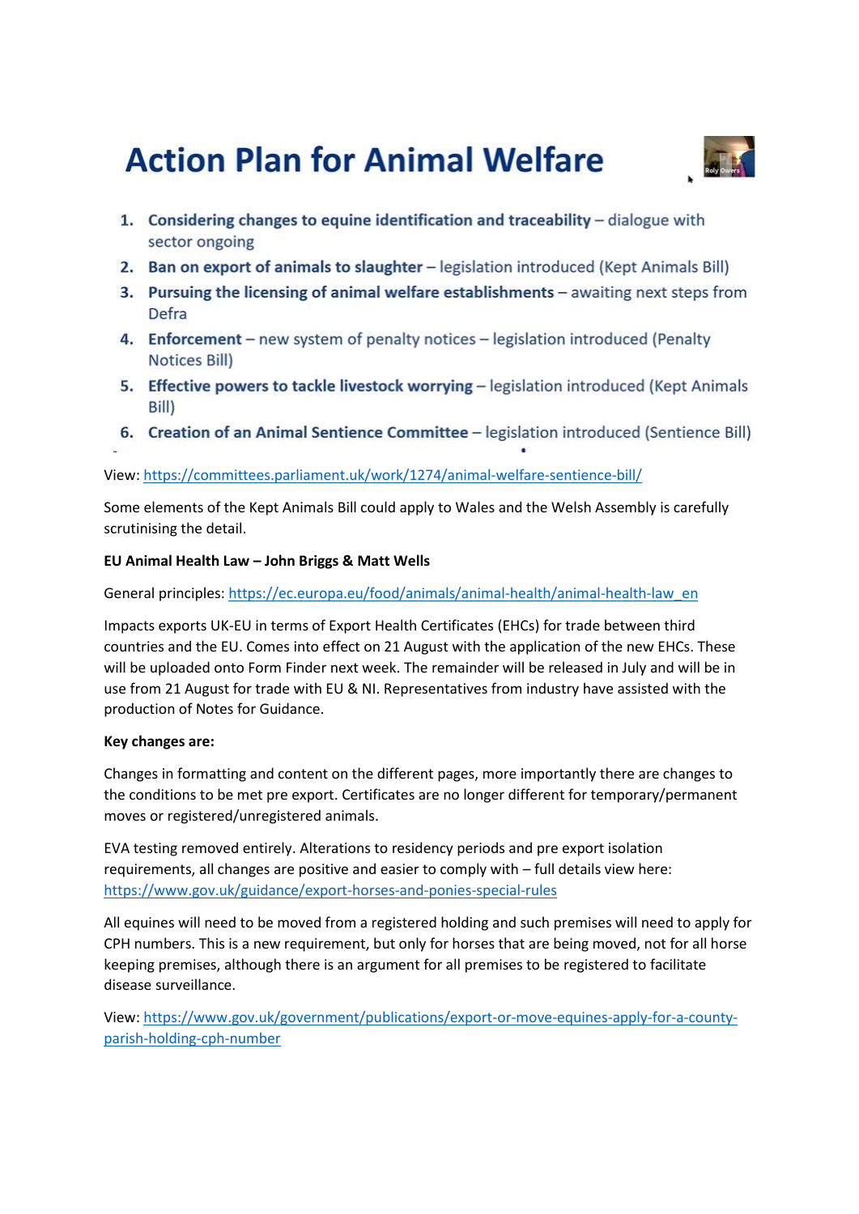# Action Plan for Animal Welfare

1. **Considering changes to equine identification and traceability** – dialogue with sector ongoing
2. **Ban on export of animals to slaughter** – legislation introduced (Kept Animals Bill)
3. **Pursuing the licensing of animal welfare establishments** – awaiting next steps from Defra
4. **Enforcement** – new system of penalty notices – legislation introduced (Penalty Notices Bill)
5. **Effective powers to tackle livestock worrying** – legislation introduced (Kept Animals Bill)
6. **Creation of an Animal Sentience Committee** – legislation introduced (Sentience Bill)

View: https://committees.parliament.uk/work/1274/animal-welfare-sentience-bill/

Some elements of the Kept Animals Bill could apply to Wales and the Welsh Assembly is carefully scrutinising the detail.

**EU Animal Health Law – John Briggs & Matt Wells**

General principles: https://ec.europa.eu/food/animals/animal-health/animal-health-law_en

Impacts exports UK-EU in terms of Export Health Certificates (EHCs) for trade between third countries and the EU. Comes into effect on 21 August with the application of the new EHCs. These will be uploaded onto Form Finder next week. The remainder will be released in July and will be in use from 21 August for trade with EU & NI. Representatives from industry have assisted with the production of Notes for Guidance.

**Key changes are:**

Changes in formatting and content on the different pages, more importantly there are changes to the conditions to be met pre export. Certificates are no longer different for temporary/permanent moves or registered/unregistered animals.

EVA testing removed entirely. Alterations to residency periods and pre export isolation requirements, all changes are positive and easier to comply with – full details view here: https://www.gov.uk/guidance/export-horses-and-ponies-special-rules

All equines will need to be moved from a registered holding and such premises will need to apply for CPH numbers. This is a new requirement, but only for horses that are being moved, not for all horse keeping premises, although there is an argument for all premises to be registered to facilitate disease surveillance.

View: https://www.gov.uk/government/publications/export-or-move-equines-apply-for-a-county-parish-holding-cph-number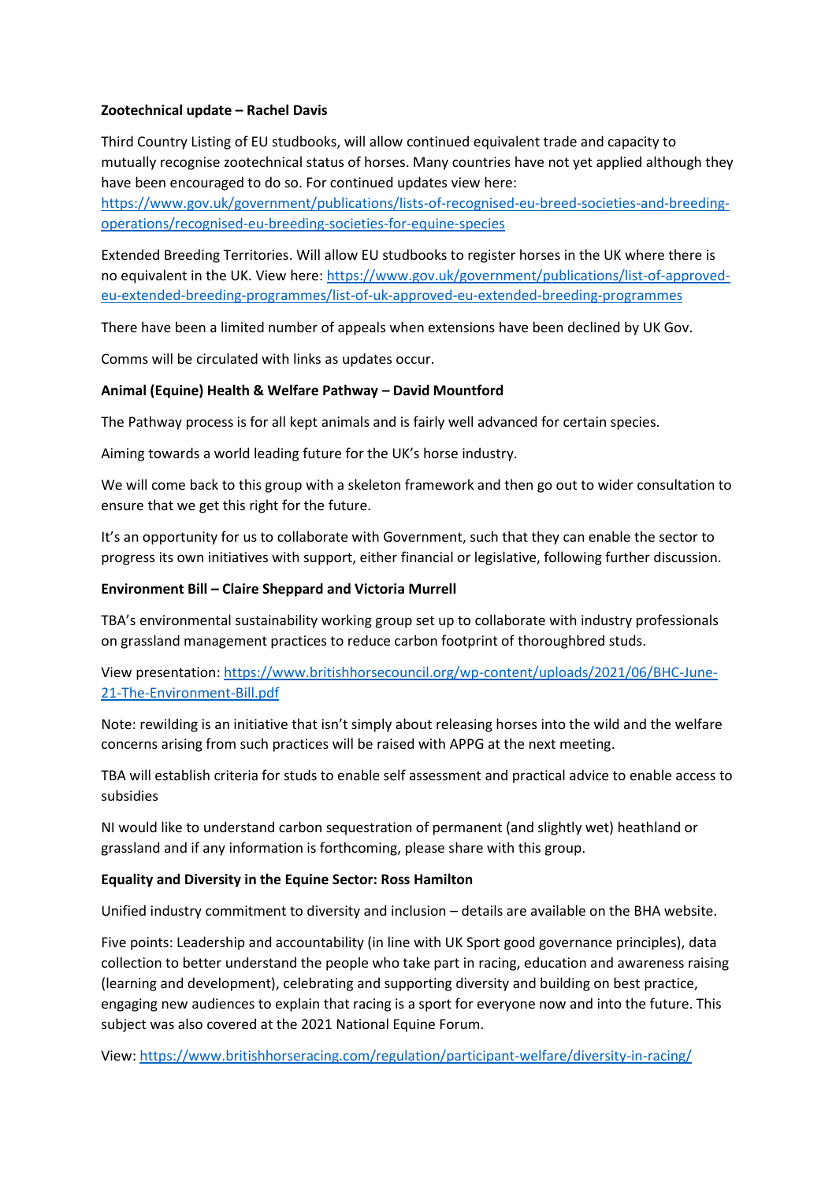**Zootechnical update – Rachel Davis**

Third Country Listing of EU studbooks, will allow continued equivalent trade and capacity to mutually recognise zootechnical status of horses. Many countries have not yet applied although they have been encouraged to do so. For continued updates view here: https://www.gov.uk/government/publications/lists-of-recognised-eu-breed-societies-and-breeding-operations/recognised-eu-breeding-societies-for-equine-species

Extended Breeding Territories. Will allow EU studbooks to register horses in the UK where there is no equivalent in the UK. View here: https://www.gov.uk/government/publications/list-of-approved-eu-extended-breeding-programmes/list-of-uk-approved-eu-extended-breeding-programmes

There have been a limited number of appeals when extensions have been declined by UK Gov.

Comms will be circulated with links as updates occur.

**Animal (Equine) Health & Welfare Pathway – David Mountford**

The Pathway process is for all kept animals and is fairly well advanced for certain species.

Aiming towards a world leading future for the UK's horse industry.

We will come back to this group with a skeleton framework and then go out to wider consultation to ensure that we get this right for the future.

It's an opportunity for us to collaborate with Government, such that they can enable the sector to progress its own initiatives with support, either financial or legislative, following further discussion.

**Environment Bill – Claire Sheppard and Victoria Murrell**

TBA's environmental sustainability working group set up to collaborate with industry professionals on grassland management practices to reduce carbon footprint of thoroughbred studs.

View presentation: https://www.britishhorsecouncil.org/wp-content/uploads/2021/06/BHC-June-21-The-Environment-Bill.pdf

Note: rewilding is an initiative that isn't simply about releasing horses into the wild and the welfare concerns arising from such practices will be raised with APPG at the next meeting.

TBA will establish criteria for studs to enable self assessment and practical advice to enable access to subsidies

NI would like to understand carbon sequestration of permanent (and slightly wet) heathland or grassland and if any information is forthcoming, please share with this group.

**Equality and Diversity in the Equine Sector: Ross Hamilton**

Unified industry commitment to diversity and inclusion – details are available on the BHA website.

Five points: Leadership and accountability (in line with UK Sport good governance principles), data collection to better understand the people who take part in racing, education and awareness raising (learning and development), celebrating and supporting diversity and building on best practice, engaging new audiences to explain that racing is a sport for everyone now and into the future. This subject was also covered at the 2021 National Equine Forum.

View: https://www.britishhorseracing.com/regulation/participant-welfare/diversity-in-racing/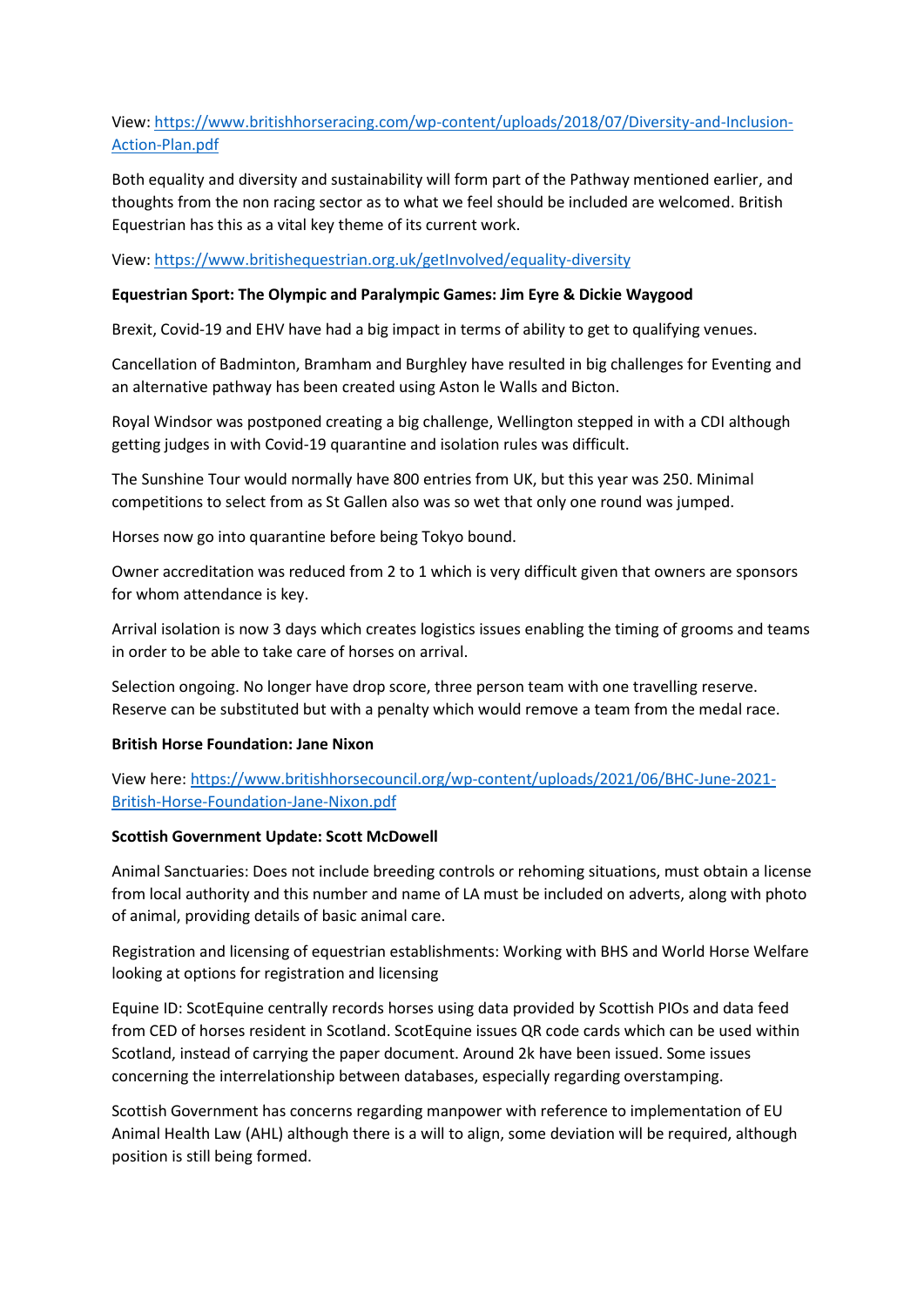View: [https://www.britishhorseracing.com/wp-content/uploads/2018/07/Diversity-and-Inclusion-Action-Plan.pdf](https://www.britishhorseracing.com/wp-content/uploads/2018/07/Diversity-and-Inclusion-Action-Plan.pdf)

Both equality and diversity and sustainability will form part of the Pathway mentioned earlier, and thoughts from the non racing sector as to what we feel should be included are welcomed. British Equestrian has this as a vital key theme of its current work.

View: [https://www.britishequestrian.org.uk/getInvolved/equality-diversity](https://www.britishequestrian.org.uk/getInvolved/equality-diversity)

**Equestrian Sport: The Olympic and Paralympic Games: Jim Eyre & Dickie Waygood**

Brexit, Covid-19 and EHV have had a big impact in terms of ability to get to qualifying venues.

Cancellation of Badminton, Bramham and Burghley have resulted in big challenges for Eventing and an alternative pathway has been created using Aston le Walls and Bicton.

Royal Windsor was postponed creating a big challenge, Wellington stepped in with a CDI although getting judges in with Covid-19 quarantine and isolation rules was difficult.

The Sunshine Tour would normally have 800 entries from UK, but this year was 250. Minimal competitions to select from as St Gallen also was so wet that only one round was jumped.

Horses now go into quarantine before being Tokyo bound.

Owner accreditation was reduced from 2 to 1 which is very difficult given that owners are sponsors for whom attendance is key.

Arrival isolation is now 3 days which creates logistics issues enabling the timing of grooms and teams in order to be able to take care of horses on arrival.

Selection ongoing. No longer have drop score, three person team with one travelling reserve. Reserve can be substituted but with a penalty which would remove a team from the medal race.

**British Horse Foundation: Jane Nixon**

View here: [https://www.britishhorsecouncil.org/wp-content/uploads/2021/06/BHC-June-2021-British-Horse-Foundation-Jane-Nixon.pdf](https://www.britishhorsecouncil.org/wp-content/uploads/2021/06/BHC-June-2021-British-Horse-Foundation-Jane-Nixon.pdf)

**Scottish Government Update: Scott McDowell**

Animal Sanctuaries: Does not include breeding controls or rehoming situations, must obtain a license from local authority and this number and name of LA must be included on adverts, along with photo of animal, providing details of basic animal care.

Registration and licensing of equestrian establishments: Working with BHS and World Horse Welfare looking at options for registration and licensing

Equine ID: ScotEquine centrally records horses using data provided by Scottish PIOs and data feed from CED of horses resident in Scotland. ScotEquine issues QR code cards which can be used within Scotland, instead of carrying the paper document. Around 2k have been issued. Some issues concerning the interrelationship between databases, especially regarding overstamping.

Scottish Government has concerns regarding manpower with reference to implementation of EU Animal Health Law (AHL) although there is a will to align, some deviation will be required, although position is still being formed.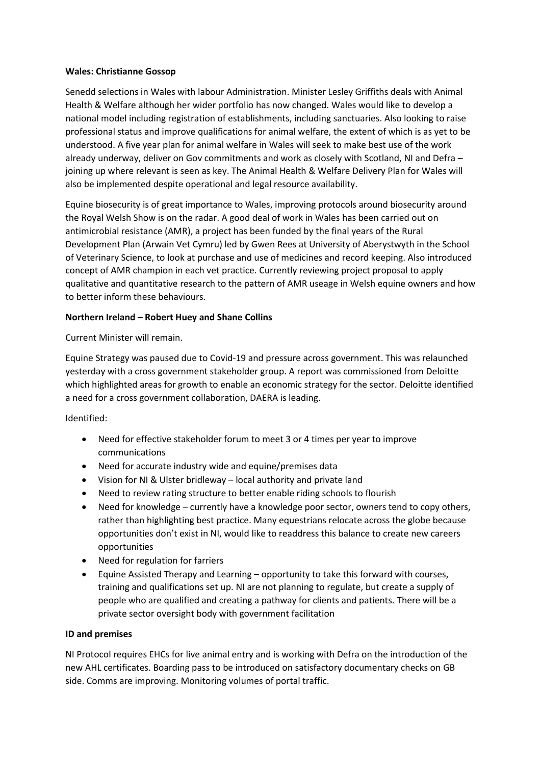**Wales: Christianne Gossop**

Senedd selections in Wales with labour Administration. Minister Lesley Griffiths deals with Animal Health & Welfare although her wider portfolio has now changed. Wales would like to develop a national model including registration of establishments, including sanctuaries. Also looking to raise professional status and improve qualifications for animal welfare, the extent of which is as yet to be understood. A five year plan for animal welfare in Wales will seek to make best use of the work already underway, deliver on Gov commitments and work as closely with Scotland, NI and Defra – joining up where relevant is seen as key. The Animal Health & Welfare Delivery Plan for Wales will also be implemented despite operational and legal resource availability.

Equine biosecurity is of great importance to Wales, improving protocols around biosecurity around the Royal Welsh Show is on the radar. A good deal of work in Wales has been carried out on antimicrobial resistance (AMR), a project has been funded by the final years of the Rural Development Plan (Arwain Vet Cymru) led by Gwen Rees at University of Aberystwyth in the School of Veterinary Science, to look at purchase and use of medicines and record keeping. Also introduced concept of AMR champion in each vet practice. Currently reviewing project proposal to apply qualitative and quantitative research to the pattern of AMR useage in Welsh equine owners and how to better inform these behaviours.

**Northern Ireland – Robert Huey and Shane Collins**

Current Minister will remain.

Equine Strategy was paused due to Covid-19 and pressure across government. This was relaunched yesterday with a cross government stakeholder group. A report was commissioned from Deloitte which highlighted areas for growth to enable an economic strategy for the sector. Deloitte identified a need for a cross government collaboration, DAERA is leading.

Identified:

- Need for effective stakeholder forum to meet 3 or 4 times per year to improve communications
- Need for accurate industry wide and equine/premises data
- Vision for NI & Ulster bridleway – local authority and private land
- Need to review rating structure to better enable riding schools to flourish
- Need for knowledge – currently have a knowledge poor sector, owners tend to copy others, rather than highlighting best practice. Many equestrians relocate across the globe because opportunities don't exist in NI, would like to readdress this balance to create new careers opportunities
- Need for regulation for farriers
- Equine Assisted Therapy and Learning – opportunity to take this forward with courses, training and qualifications set up. NI are not planning to regulate, but create a supply of people who are qualified and creating a pathway for clients and patients. There will be a private sector oversight body with government facilitation

**ID and premises**

NI Protocol requires EHCs for live animal entry and is working with Defra on the introduction of the new AHL certificates. Boarding pass to be introduced on satisfactory documentary checks on GB side. Comms are improving. Monitoring volumes of portal traffic.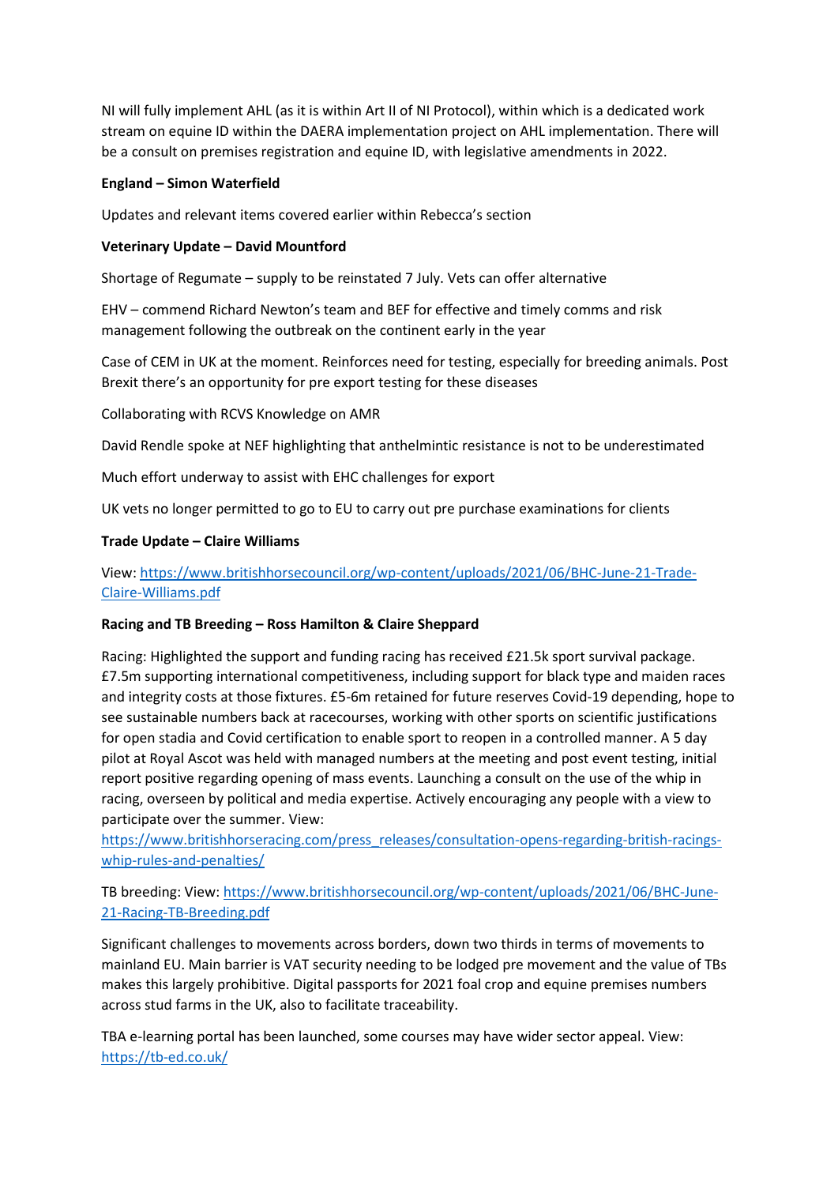NI will fully implement AHL (as it is within Art II of NI Protocol), within which is a dedicated work stream on equine ID within the DAERA implementation project on AHL implementation. There will be a consult on premises registration and equine ID, with legislative amendments in 2022.

**England – Simon Waterfield**

Updates and relevant items covered earlier within Rebecca's section

**Veterinary Update – David Mountford**

Shortage of Regumate – supply to be reinstated 7 July. Vets can offer alternative

EHV – commend Richard Newton's team and BEF for effective and timely comms and risk management following the outbreak on the continent early in the year

Case of CEM in UK at the moment. Reinforces need for testing, especially for breeding animals. Post Brexit there's an opportunity for pre export testing for these diseases

Collaborating with RCVS Knowledge on AMR

David Rendle spoke at NEF highlighting that anthelmintic resistance is not to be underestimated

Much effort underway to assist with EHC challenges for export

UK vets no longer permitted to go to EU to carry out pre purchase examinations for clients

**Trade Update – Claire Williams**

View: https://www.britishhorsecouncil.org/wp-content/uploads/2021/06/BHC-June-21-Trade-Claire-Williams.pdf

**Racing and TB Breeding – Ross Hamilton & Claire Sheppard**

Racing: Highlighted the support and funding racing has received £21.5k sport survival package. £7.5m supporting international competitiveness, including support for black type and maiden races and integrity costs at those fixtures. £5-6m retained for future reserves Covid-19 depending, hope to see sustainable numbers back at racecourses, working with other sports on scientific justifications for open stadia and Covid certification to enable sport to reopen in a controlled manner. A 5 day pilot at Royal Ascot was held with managed numbers at the meeting and post event testing, initial report positive regarding opening of mass events. Launching a consult on the use of the whip in racing, overseen by political and media expertise. Actively encouraging any people with a view to participate over the summer. View: https://www.britishhorseracing.com/press_releases/consultation-opens-regarding-british-racings-whip-rules-and-penalties/

TB breeding: View: https://www.britishhorsecouncil.org/wp-content/uploads/2021/06/BHC-June-21-Racing-TB-Breeding.pdf

Significant challenges to movements across borders, down two thirds in terms of movements to mainland EU. Main barrier is VAT security needing to be lodged pre movement and the value of TBs makes this largely prohibitive. Digital passports for 2021 foal crop and equine premises numbers across stud farms in the UK, also to facilitate traceability.

TBA e-learning portal has been launched, some courses may have wider sector appeal. View: https://tb-ed.co.uk/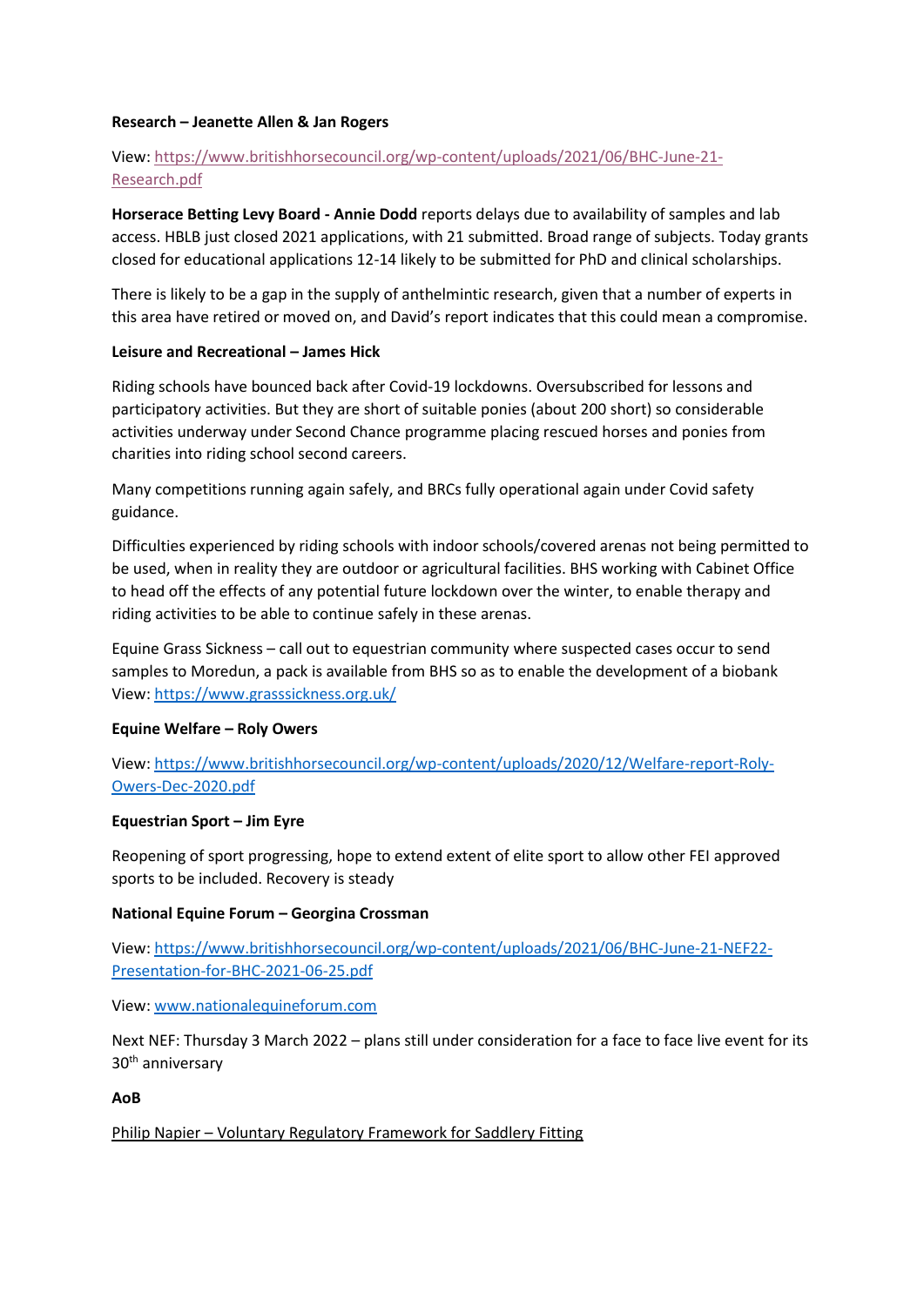**Research – Jeanette Allen & Jan Rogers**

View: [https://www.britishhorsecouncil.org/wp-content/uploads/2021/06/BHC-June-21-Research.pdf](https://www.britishhorsecouncil.org/wp-content/uploads/2021/06/BHC-June-21-Research.pdf)

**Horserace Betting Levy Board - Annie Dodd** reports delays due to availability of samples and lab access. HBLB just closed 2021 applications, with 21 submitted. Broad range of subjects. Today grants closed for educational applications 12-14 likely to be submitted for PhD and clinical scholarships.

There is likely to be a gap in the supply of anthelmintic research, given that a number of experts in this area have retired or moved on, and David's report indicates that this could mean a compromise.

**Leisure and Recreational – James Hick**

Riding schools have bounced back after Covid-19 lockdowns. Oversubscribed for lessons and participatory activities. But they are short of suitable ponies (about 200 short) so considerable activities underway under Second Chance programme placing rescued horses and ponies from charities into riding school second careers.

Many competitions running again safely, and BRCs fully operational again under Covid safety guidance.

Difficulties experienced by riding schools with indoor schools/covered arenas not being permitted to be used, when in reality they are outdoor or agricultural facilities. BHS working with Cabinet Office to head off the effects of any potential future lockdown over the winter, to enable therapy and riding activities to be able to continue safely in these arenas.

Equine Grass Sickness – call out to equestrian community where suspected cases occur to send samples to Moredun, a pack is available from BHS so as to enable the development of a biobank View: [https://www.grasssickness.org.uk/](https://www.grasssickness.org.uk/)

**Equine Welfare – Roly Owers**

View: [https://www.britishhorsecouncil.org/wp-content/uploads/2020/12/Welfare-report-Roly-Owers-Dec-2020.pdf](https://www.britishhorsecouncil.org/wp-content/uploads/2020/12/Welfare-report-Roly-Owers-Dec-2020.pdf)

**Equestrian Sport – Jim Eyre**

Reopening of sport progressing, hope to extend extent of elite sport to allow other FEI approved sports to be included. Recovery is steady

**National Equine Forum – Georgina Crossman**

View: [https://www.britishhorsecouncil.org/wp-content/uploads/2021/06/BHC-June-21-NEF22-Presentation-for-BHC-2021-06-25.pdf](https://www.britishhorsecouncil.org/wp-content/uploads/2021/06/BHC-June-21-NEF22-Presentation-for-BHC-2021-06-25.pdf)

View: [www.nationalequineforum.com](http://www.nationalequineforum.com)

Next NEF: Thursday 3 March 2022 – plans still under consideration for a face to face live event for its 30th anniversary

**AoB**

Philip Napier – Voluntary Regulatory Framework for Saddlery Fitting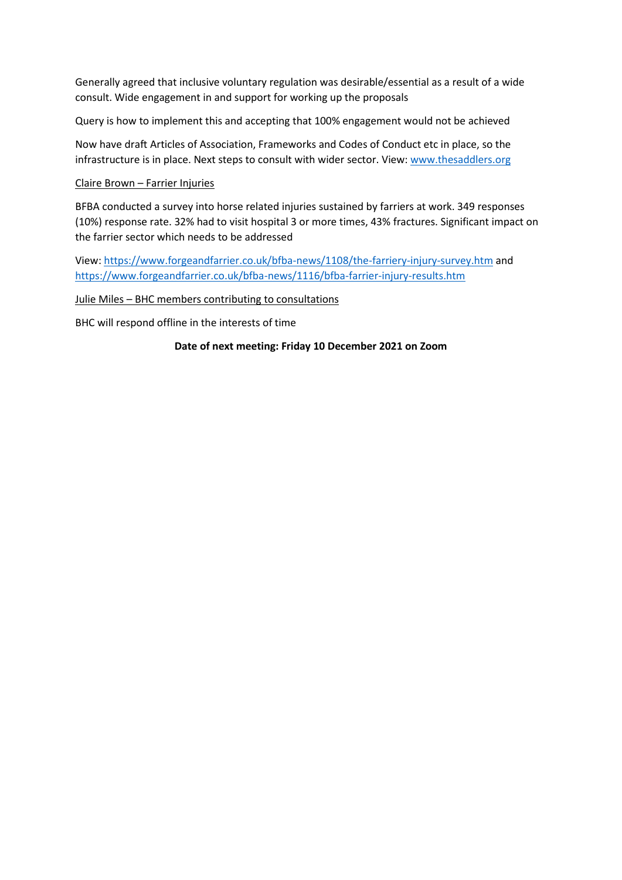Generally agreed that inclusive voluntary regulation was desirable/essential as a result of a wide consult. Wide engagement in and support for working up the proposals

Query is how to implement this and accepting that 100% engagement would not be achieved

Now have draft Articles of Association, Frameworks and Codes of Conduct etc in place, so the infrastructure is in place. Next steps to consult with wider sector. View: [www.thesaddlers.org](www.thesaddlers.org)

<u>Claire Brown – Farrier Injuries</u>

BFBA conducted a survey into horse related injuries sustained by farriers at work. 349 responses (10%) response rate. 32% had to visit hospital 3 or more times, 43% fractures. Significant impact on the farrier sector which needs to be addressed

View: [https://www.forgeandfarrier.co.uk/bfba-news/1108/the-farriery-injury-survey.htm](https://www.forgeandfarrier.co.uk/bfba-news/1108/the-farriery-injury-survey.htm) and [https://www.forgeandfarrier.co.uk/bfba-news/1116/bfba-farrier-injury-results.htm](https://www.forgeandfarrier.co.uk/bfba-news/1116/bfba-farrier-injury-results.htm)

<u>Julie Miles – BHC members contributing to consultations</u>

BHC will respond offline in the interests of time

**Date of next meeting: Friday 10 December 2021 on Zoom**